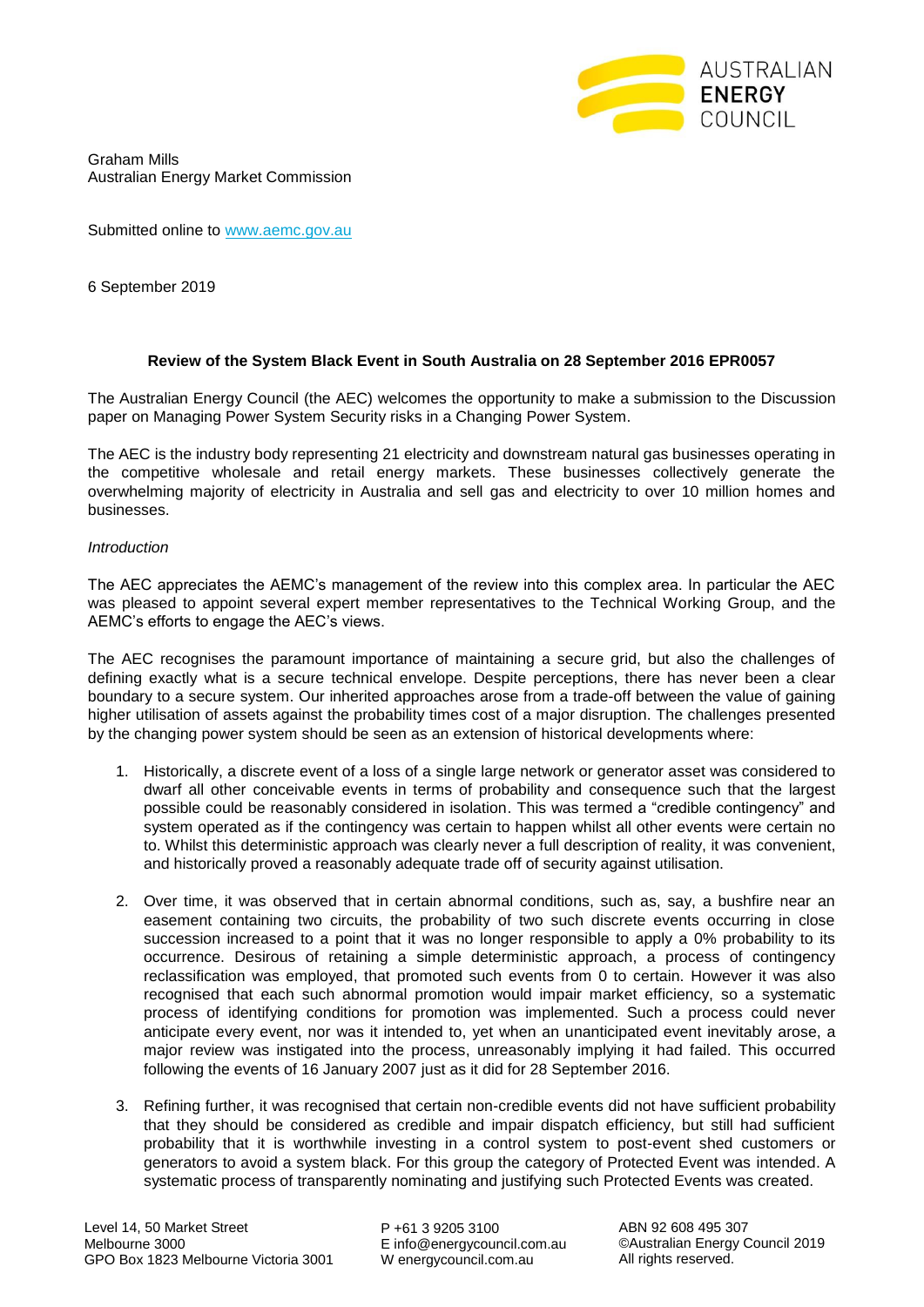AUSTRALIAN **ENERGY** COUNCIL

Graham Mills
Australian Energy Market Commission

Submitted online to www.aemc.gov.au

6 September 2019

**Review of the System Black Event in South Australia on 28 September 2016 EPR0057**

The Australian Energy Council (the AEC) welcomes the opportunity to make a submission to the Discussion paper on Managing Power System Security risks in a Changing Power System.

The AEC is the industry body representing 21 electricity and downstream natural gas businesses operating in the competitive wholesale and retail energy markets. These businesses collectively generate the overwhelming majority of electricity in Australia and sell gas and electricity to over 10 million homes and businesses.

*Introduction*

The AEC appreciates the AEMC's management of the review into this complex area. In particular the AEC was pleased to appoint several expert member representatives to the Technical Working Group, and the AEMC's efforts to engage the AEC's views.

The AEC recognises the paramount importance of maintaining a secure grid, but also the challenges of defining exactly what is a secure technical envelope. Despite perceptions, there has never been a clear boundary to a secure system. Our inherited approaches arose from a trade-off between the value of gaining higher utilisation of assets against the probability times cost of a major disruption. The challenges presented by the changing power system should be seen as an extension of historical developments where:

1. Historically, a discrete event of a loss of a single large network or generator asset was considered to dwarf all other conceivable events in terms of probability and consequence such that the largest possible could be reasonably considered in isolation. This was termed a "credible contingency" and system operated as if the contingency was certain to happen whilst all other events were certain no to. Whilst this deterministic approach was clearly never a full description of reality, it was convenient, and historically proved a reasonably adequate trade off of security against utilisation.

2. Over time, it was observed that in certain abnormal conditions, such as, say, a bushfire near an easement containing two circuits, the probability of two such discrete events occurring in close succession increased to a point that it was no longer responsible to apply a 0% probability to its occurrence. Desirous of retaining a simple deterministic approach, a process of contingency reclassification was employed, that promoted such events from 0 to certain. However it was also recognised that each such abnormal promotion would impair market efficiency, so a systematic process of identifying conditions for promotion was implemented. Such a process could never anticipate every event, nor was it intended to, yet when an unanticipated event inevitably arose, a major review was instigated into the process, unreasonably implying it had failed. This occurred following the events of 16 January 2007 just as it did for 28 September 2016.

3. Refining further, it was recognised that certain non-credible events did not have sufficient probability that they should be considered as credible and impair dispatch efficiency, but still had sufficient probability that it is worthwhile investing in a control system to post-event shed customers or generators to avoid a system black. For this group the category of Protected Event was intended. A systematic process of transparently nominating and justifying such Protected Events was created.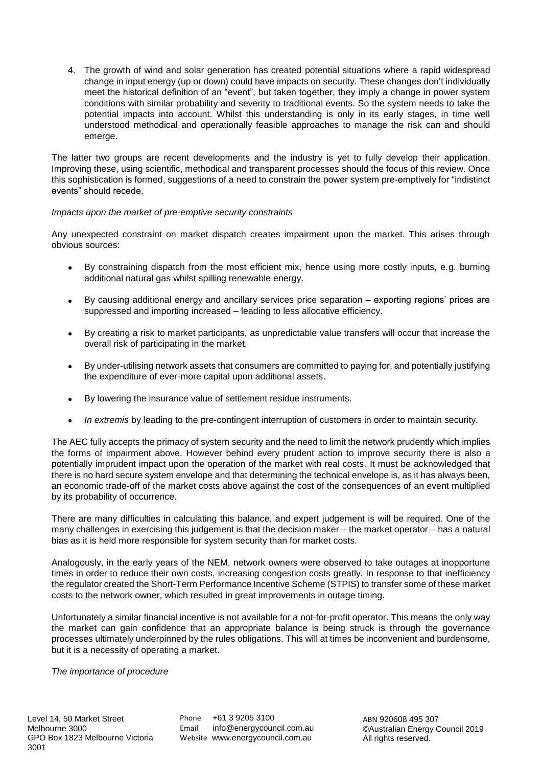4. The growth of wind and solar generation has created potential situations where a rapid widespread change in input energy (up or down) could have impacts on security. These changes don't individually meet the historical definition of an "event", but taken together, they imply a change in power system conditions with similar probability and severity to traditional events. So the system needs to take the potential impacts into account. Whilst this understanding is only in its early stages, in time well understood methodical and operationally feasible approaches to manage the risk can and should emerge.

The latter two groups are recent developments and the industry is yet to fully develop their application. Improving these, using scientific, methodical and transparent processes should the focus of this review. Once this sophistication is formed, suggestions of a need to constrain the power system pre-emptively for "indistinct events" should recede.

*Impacts upon the market of pre-emptive security constraints*

Any unexpected constraint on market dispatch creates impairment upon the market. This arises through obvious sources:

- By constraining dispatch from the most efficient mix, hence using more costly inputs, e.g. burning additional natural gas whilst spilling renewable energy.
- By causing additional energy and ancillary services price separation – exporting regions' prices are suppressed and importing increased – leading to less allocative efficiency.
- By creating a risk to market participants, as unpredictable value transfers will occur that increase the overall risk of participating in the market.
- By under-utilising network assets that consumers are committed to paying for, and potentially justifying the expenditure of ever-more capital upon additional assets.
- By lowering the insurance value of settlement residue instruments.
- *In extremis* by leading to the pre-contingent interruption of customers in order to maintain security.

The AEC fully accepts the primacy of system security and the need to limit the network prudently which implies the forms of impairment above. However behind every prudent action to improve security there is also a potentially imprudent impact upon the operation of the market with real costs. It must be acknowledged that there is no hard secure system envelope and that determining the technical envelope is, as it has always been, an economic trade-off of the market costs above against the cost of the consequences of an event multiplied by its probability of occurrence.

There are many difficulties in calculating this balance, and expert judgement is will be required. One of the many challenges in exercising this judgement is that the decision maker – the market operator – has a natural bias as it is held more responsible for system security than for market costs.

Analogously, in the early years of the NEM, network owners were observed to take outages at inopportune times in order to reduce their own costs, increasing congestion costs greatly. In response to that inefficiency the regulator created the Short-Term Performance Incentive Scheme (STPIS) to transfer some of these market costs to the network owner, which resulted in great improvements in outage timing.

Unfortunately a similar financial incentive is not available for a not-for-profit operator. This means the only way the market can gain confidence that an appropriate balance is being struck is through the governance processes ultimately underpinned by the rules obligations. This will at times be inconvenient and burdensome, but it is a necessity of operating a market.

*The importance of procedure*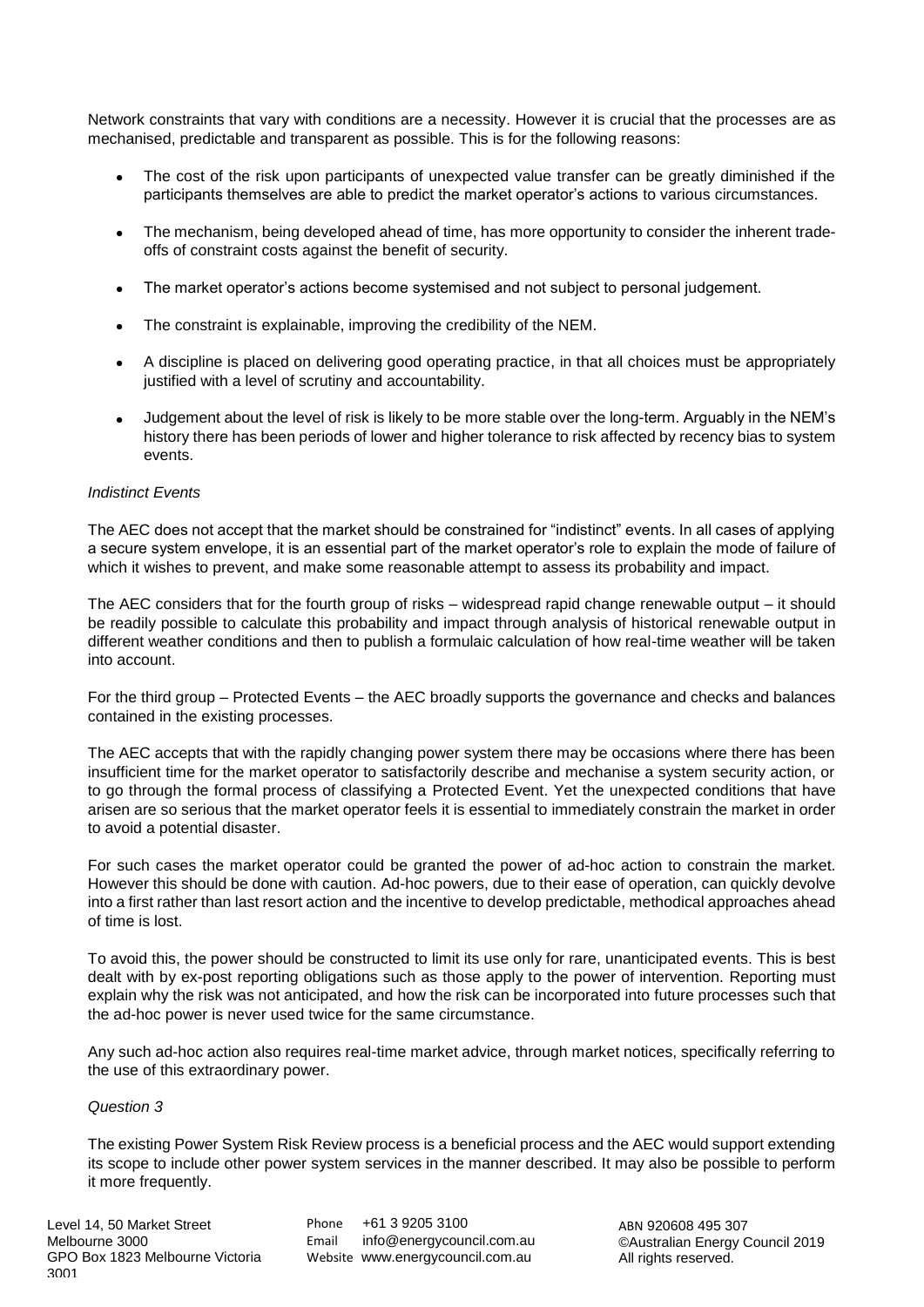Network constraints that vary with conditions are a necessity. However it is crucial that the processes are as mechanised, predictable and transparent as possible. This is for the following reasons:

- The cost of the risk upon participants of unexpected value transfer can be greatly diminished if the participants themselves are able to predict the market operator's actions to various circumstances.
- The mechanism, being developed ahead of time, has more opportunity to consider the inherent trade-offs of constraint costs against the benefit of security.
- The market operator's actions become systemised and not subject to personal judgement.
- The constraint is explainable, improving the credibility of the NEM.
- A discipline is placed on delivering good operating practice, in that all choices must be appropriately justified with a level of scrutiny and accountability.
- Judgement about the level of risk is likely to be more stable over the long-term. Arguably in the NEM's history there has been periods of lower and higher tolerance to risk affected by recency bias to system events.

*Indistinct Events*

The AEC does not accept that the market should be constrained for "indistinct" events. In all cases of applying a secure system envelope, it is an essential part of the market operator's role to explain the mode of failure of which it wishes to prevent, and make some reasonable attempt to assess its probability and impact.

The AEC considers that for the fourth group of risks – widespread rapid change renewable output – it should be readily possible to calculate this probability and impact through analysis of historical renewable output in different weather conditions and then to publish a formulaic calculation of how real-time weather will be taken into account.

For the third group – Protected Events – the AEC broadly supports the governance and checks and balances contained in the existing processes.

The AEC accepts that with the rapidly changing power system there may be occasions where there has been insufficient time for the market operator to satisfactorily describe and mechanise a system security action, or to go through the formal process of classifying a Protected Event. Yet the unexpected conditions that have arisen are so serious that the market operator feels it is essential to immediately constrain the market in order to avoid a potential disaster.

For such cases the market operator could be granted the power of ad-hoc action to constrain the market. However this should be done with caution. Ad-hoc powers, due to their ease of operation, can quickly devolve into a first rather than last resort action and the incentive to develop predictable, methodical approaches ahead of time is lost.

To avoid this, the power should be constructed to limit its use only for rare, unanticipated events. This is best dealt with by ex-post reporting obligations such as those apply to the power of intervention. Reporting must explain why the risk was not anticipated, and how the risk can be incorporated into future processes such that the ad-hoc power is never used twice for the same circumstance.

Any such ad-hoc action also requires real-time market advice, through market notices, specifically referring to the use of this extraordinary power.

*Question 3*

The existing Power System Risk Review process is a beneficial process and the AEC would support extending its scope to include other power system services in the manner described. It may also be possible to perform it more frequently.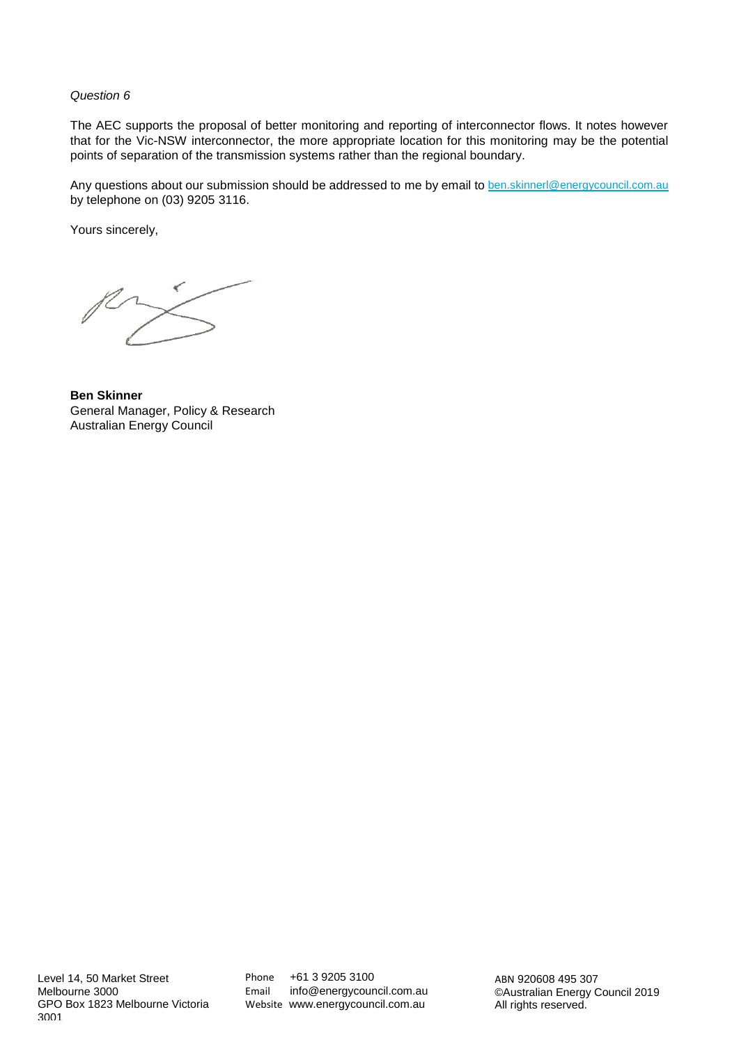*Question 6*

The AEC supports the proposal of better monitoring and reporting of interconnector flows. It notes however that for the Vic-NSW interconnector, the more appropriate location for this monitoring may be the potential points of separation of the transmission systems rather than the regional boundary.

Any questions about our submission should be addressed to me by email to ben.skinnerl@energycouncil.com.au by telephone on (03) 9205 3116.

Yours sincerely,

**Ben Skinner**
General Manager, Policy & Research
Australian Energy Council

Level 14, 50 Market Street
Melbourne 3000
GPO Box 1823 Melbourne Victoria 3001

Phone +61 3 9205 3100
Email info@energycouncil.com.au
Website www.energycouncil.com.au

ABN 920608 495 307
©Australian Energy Council 2019
All rights reserved.